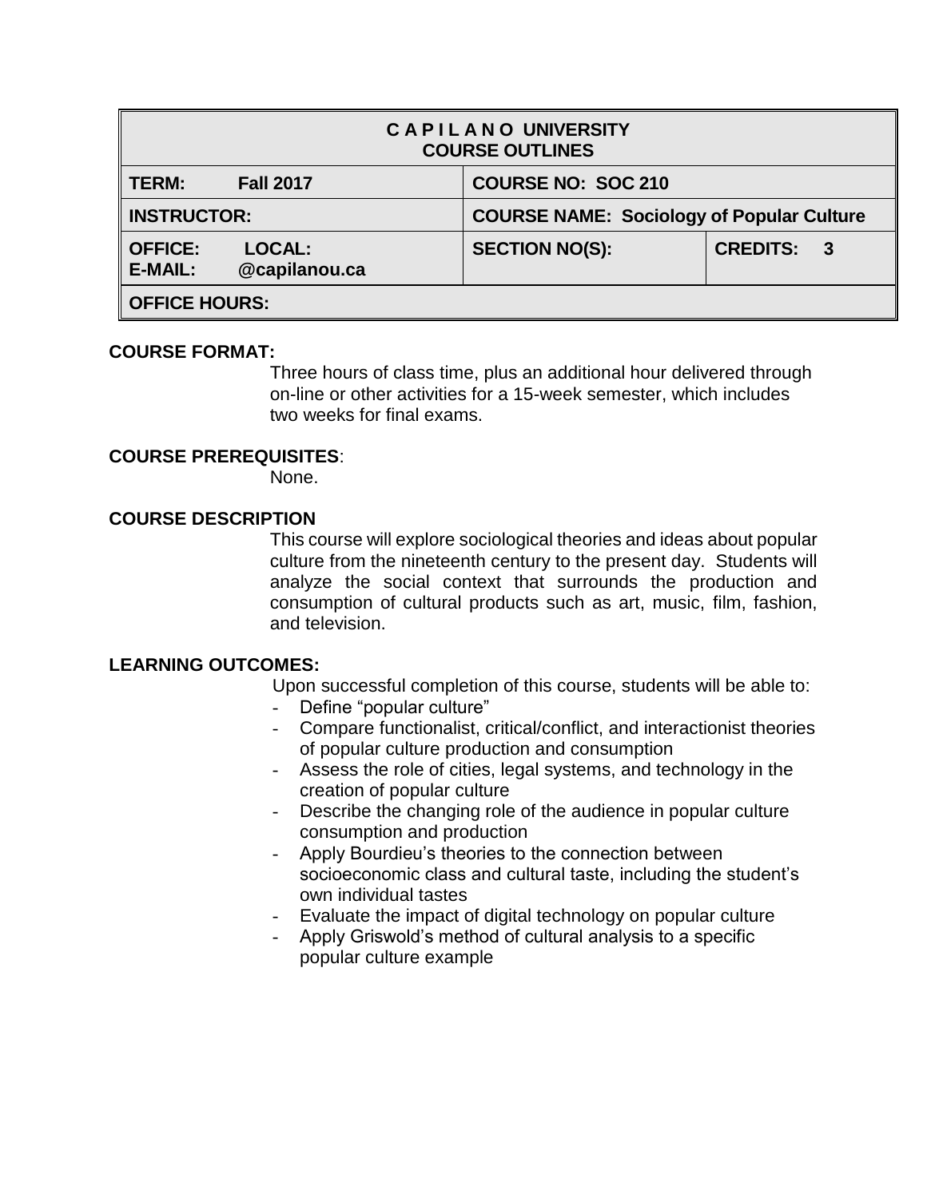| C A P I L A N O UNIVERSITY COURSE OUTLINES | | |
|---|---|---|
| **TERM:** Fall 2017 | **COURSE NO: SOC 210** | |
| **INSTRUCTOR:** | **COURSE NAME: Sociology of Popular Culture** | |
| **OFFICE: LOCAL:** **E-MAIL: @capilanou.ca** | **SECTION NO(S):** | **CREDITS: 3** |
| **OFFICE HOURS:** | | |

**COURSE FORMAT:**

Three hours of class time, plus an additional hour delivered through on-line or other activities for a 15-week semester, which includes two weeks for final exams.

**COURSE PREREQUISITES**:

None.

**COURSE DESCRIPTION**

This course will explore sociological theories and ideas about popular culture from the nineteenth century to the present day. Students will analyze the social context that surrounds the production and consumption of cultural products such as art, music, film, fashion, and television.

**LEARNING OUTCOMES:**

Upon successful completion of this course, students will be able to:

- Define “popular culture”
- Compare functionalist, critical/conflict, and interactionist theories of popular culture production and consumption
- Assess the role of cities, legal systems, and technology in the creation of popular culture
- Describe the changing role of the audience in popular culture consumption and production
- Apply Bourdieu’s theories to the connection between socioeconomic class and cultural taste, including the student’s own individual tastes
- Evaluate the impact of digital technology on popular culture
- Apply Griswold’s method of cultural analysis to a specific popular culture example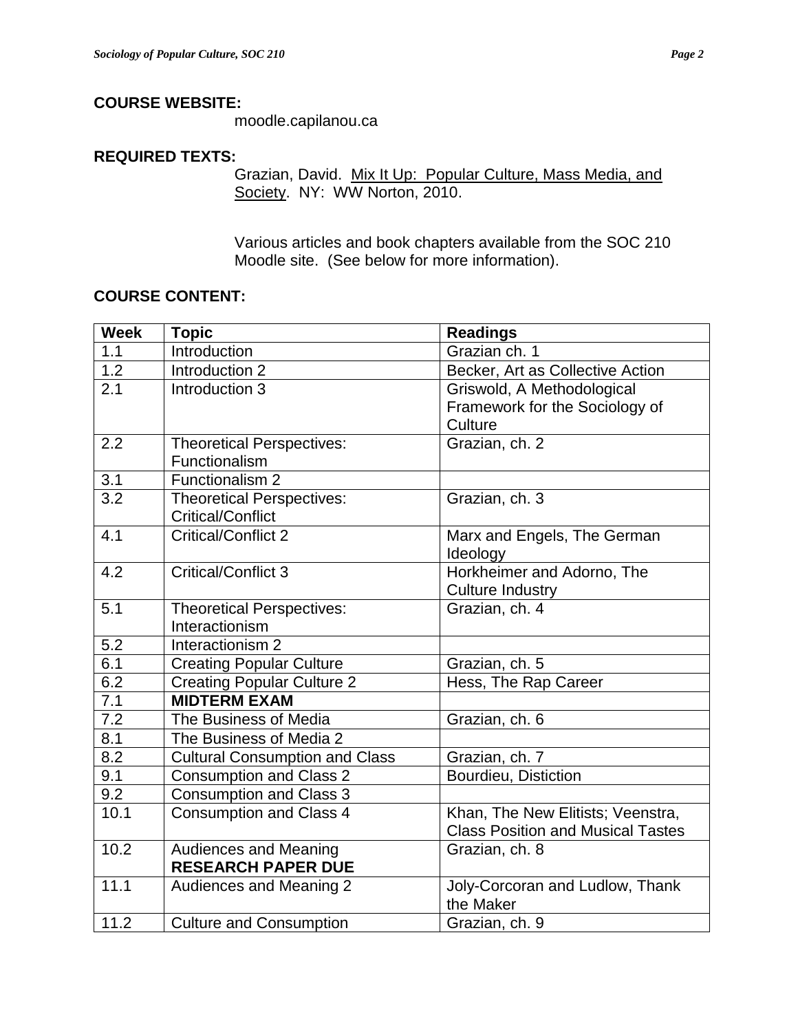**COURSE WEBSITE:**

moodle.capilanou.ca

**REQUIRED TEXTS:**

Grazian, David. Mix It Up: Popular Culture, Mass Media, and Society. NY: WW Norton, 2010.

Various articles and book chapters available from the SOC 210 Moodle site. (See below for more information).

**COURSE CONTENT:**

| Week | Topic | Readings |
|---|---|---|
| 1.1 | Introduction | Grazian ch. 1 |
| 1.2 | Introduction 2 | Becker, Art as Collective Action |
| 2.1 | Introduction 3 | Griswold, A Methodological Framework for the Sociology of Culture |
| 2.2 | Theoretical Perspectives: Functionalism | Grazian, ch. 2 |
| 3.1 | Functionalism 2 | |
| 3.2 | Theoretical Perspectives: Critical/Conflict | Grazian, ch. 3 |
| 4.1 | Critical/Conflict 2 | Marx and Engels, The German Ideology |
| 4.2 | Critical/Conflict 3 | Horkheimer and Adorno, The Culture Industry |
| 5.1 | Theoretical Perspectives: Interactionism | Grazian, ch. 4 |
| 5.2 | Interactionism 2 | |
| 6.1 | Creating Popular Culture | Grazian, ch. 5 |
| 6.2 | Creating Popular Culture 2 | Hess, The Rap Career |
| 7.1 | **MIDTERM EXAM** | |
| 7.2 | The Business of Media | Grazian, ch. 6 |
| 8.1 | The Business of Media 2 | |
| 8.2 | Cultural Consumption and Class | Grazian, ch. 7 |
| 9.1 | Consumption and Class 2 | Bourdieu, Distiction |
| 9.2 | Consumption and Class 3 | |
| 10.1 | Consumption and Class 4 | Khan, The New Elitists; Veenstra, Class Position and Musical Tastes |
| 10.2 | Audiences and Meaning **RESEARCH PAPER DUE** | Grazian, ch. 8 |
| 11.1 | Audiences and Meaning 2 | Joly-Corcoran and Ludlow, Thank the Maker |
| 11.2 | Culture and Consumption | Grazian, ch. 9 |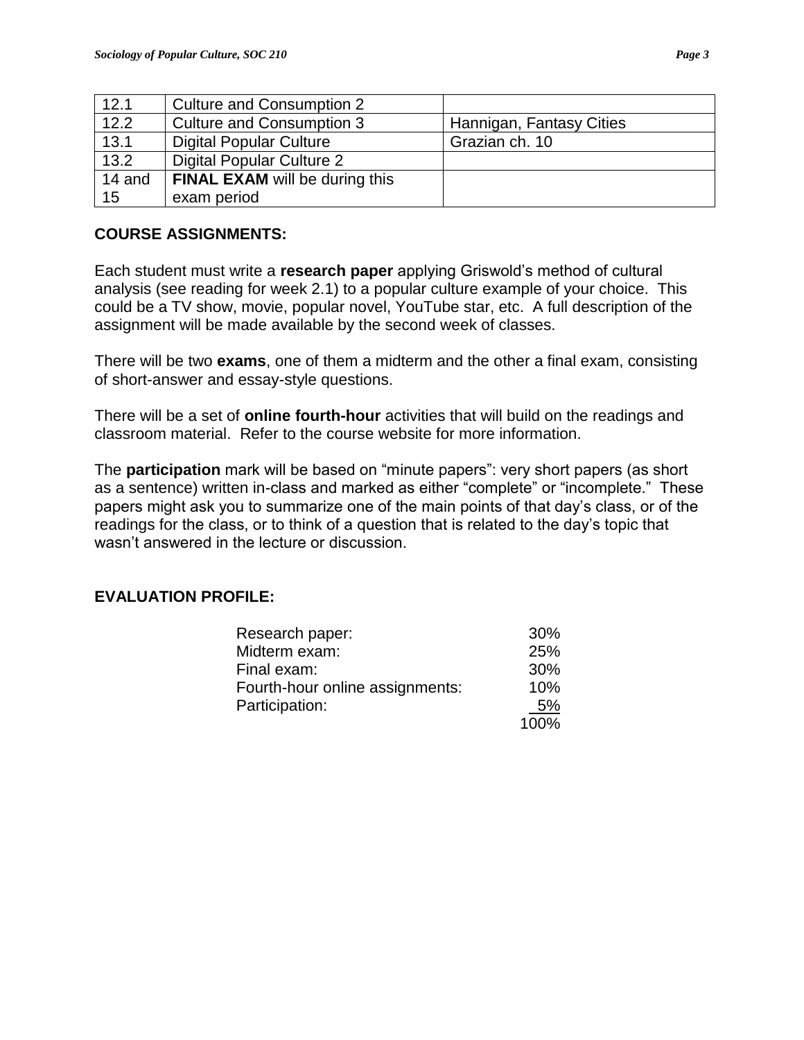| | | |
|---|---|---|
| 12.1 | Culture and Consumption 2 | |
| 12.2 | Culture and Consumption 3 | Hannigan, Fantasy Cities |
| 13.1 | Digital Popular Culture | Grazian ch. 10 |
| 13.2 | Digital Popular Culture 2 | |
| 14 and 15 | **FINAL EXAM** will be during this exam period | |

**COURSE ASSIGNMENTS:**

Each student must write a **research paper** applying Griswold's method of cultural analysis (see reading for week 2.1) to a popular culture example of your choice. This could be a TV show, movie, popular novel, YouTube star, etc. A full description of the assignment will be made available by the second week of classes.

There will be two **exams**, one of them a midterm and the other a final exam, consisting of short-answer and essay-style questions.

There will be a set of **online fourth-hour** activities that will build on the readings and classroom material. Refer to the course website for more information.

The **participation** mark will be based on "minute papers": very short papers (as short as a sentence) written in-class and marked as either "complete" or "incomplete." These papers might ask you to summarize one of the main points of that day's class, or of the readings for the class, or to think of a question that is related to the day's topic that wasn't answered in the lecture or discussion.

**EVALUATION PROFILE:**

| | |
|---|---|
| Research paper: | 30% |
| Midterm exam: | 25% |
| Final exam: | 30% |
| Fourth-hour online assignments: | 10% |
| Participation: | 5% |
| | 100% |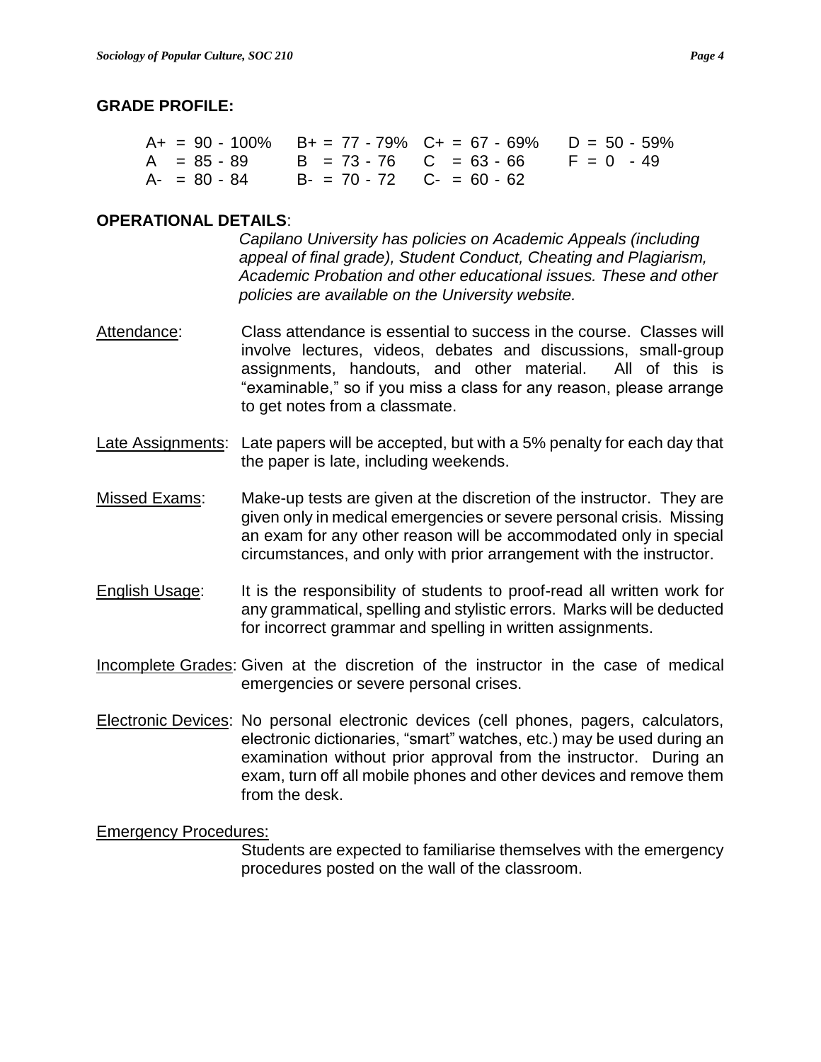## GRADE PROFILE:

| | | | |
|---|---|---|---|
| A+ = 90 - 100% | B+ = 77 - 79% | C+ = 67 - 69% | D = 50 - 59% |
| A = 85 - 89 | B = 73 - 76 | C = 63 - 66 | F = 0 - 49 |
| A- = 80 - 84 | B- = 70 - 72 | C- = 60 - 62 | |

## OPERATIONAL DETAILS:

*Capilano University has policies on Academic Appeals (including appeal of final grade), Student Conduct, Cheating and Plagiarism, Academic Probation and other educational issues. These and other policies are available on the University website.*

<u>Attendance</u>: Class attendance is essential to success in the course. Classes will involve lectures, videos, debates and discussions, small-group assignments, handouts, and other material. All of this is "examinable," so if you miss a class for any reason, please arrange to get notes from a classmate.

<u>Late Assignments</u>: Late papers will be accepted, but with a 5% penalty for each day that the paper is late, including weekends.

<u>Missed Exams</u>: Make-up tests are given at the discretion of the instructor. They are given only in medical emergencies or severe personal crisis. Missing an exam for any other reason will be accommodated only in special circumstances, and only with prior arrangement with the instructor.

<u>English Usage</u>: It is the responsibility of students to proof-read all written work for any grammatical, spelling and stylistic errors. Marks will be deducted for incorrect grammar and spelling in written assignments.

<u>Incomplete Grades</u>: Given at the discretion of the instructor in the case of medical emergencies or severe personal crises.

<u>Electronic Devices</u>: No personal electronic devices (cell phones, pagers, calculators, electronic dictionaries, "smart" watches, etc.) may be used during an examination without prior approval from the instructor. During an exam, turn off all mobile phones and other devices and remove them from the desk.

<u>Emergency Procedures:</u>

Students are expected to familiarise themselves with the emergency procedures posted on the wall of the classroom.